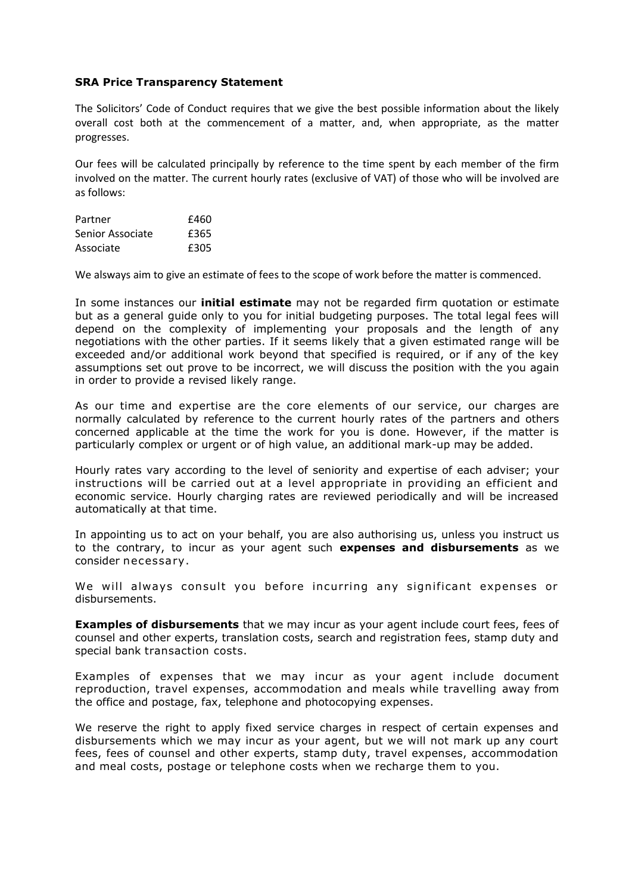**SRA Price Transparency Statement**

The Solicitors' Code of Conduct requires that we give the best possible information about the likely overall cost both at the commencement of a matter, and, when appropriate, as the matter progresses.

Our fees will be calculated principally by reference to the time spent by each member of the firm involved on the matter. The current hourly rates (exclusive of VAT) of those who will be involved are as follows:

| | |
|---|---|
| Partner | £460 |
| Senior Associate | £365 |
| Associate | £305 |

We alsways aim to give an estimate of fees to the scope of work before the matter is commenced.

In some instances our **initial estimate** may not be regarded firm quotation or estimate but as a general guide only to you for initial budgeting purposes. The total legal fees will depend on the complexity of implementing your proposals and the length of any negotiations with the other parties. If it seems likely that a given estimated range will be exceeded and/or additional work beyond that specified is required, or if any of the key assumptions set out prove to be incorrect, we will discuss the position with the you again in order to provide a revised likely range.

As our time and expertise are the core elements of our service, our charges are normally calculated by reference to the current hourly rates of the partners and others concerned applicable at the time the work for you is done. However, if the matter is particularly complex or urgent or of high value, an additional mark-up may be added.

Hourly rates vary according to the level of seniority and expertise of each adviser; your instructions will be carried out at a level appropriate in providing an efficient and economic service. Hourly charging rates are reviewed periodically and will be increased automatically at that time.

In appointing us to act on your behalf, you are also authorising us, unless you instruct us to the contrary, to incur as your agent such **expenses and disbursements** as we consider necessary.

We will always consult you before incurring any significant expenses or disbursements.

**Examples of disbursements** that we may incur as your agent include court fees, fees of counsel and other experts, translation costs, search and registration fees, stamp duty and special bank transaction costs.

Examples of expenses that we may incur as your agent include document reproduction, travel expenses, accommodation and meals while travelling away from the office and postage, fax, telephone and photocopying expenses.

We reserve the right to apply fixed service charges in respect of certain expenses and disbursements which we may incur as your agent, but we will not mark up any court fees, fees of counsel and other experts, stamp duty, travel expenses, accommodation and meal costs, postage or telephone costs when we recharge them to you.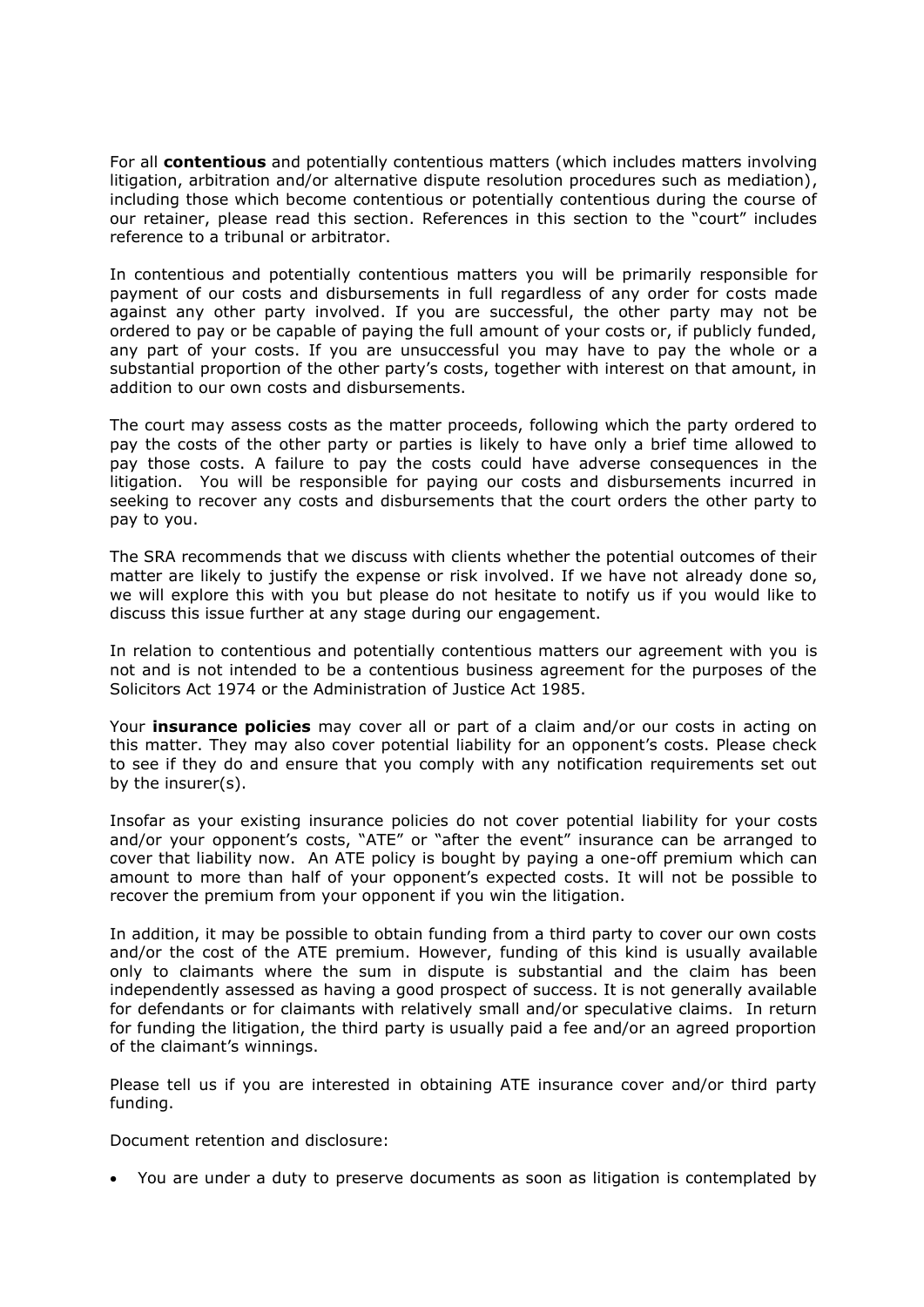For all **contentious** and potentially contentious matters (which includes matters involving litigation, arbitration and/or alternative dispute resolution procedures such as mediation), including those which become contentious or potentially contentious during the course of our retainer, please read this section. References in this section to the "court" includes reference to a tribunal or arbitrator.

In contentious and potentially contentious matters you will be primarily responsible for payment of our costs and disbursements in full regardless of any order for costs made against any other party involved. If you are successful, the other party may not be ordered to pay or be capable of paying the full amount of your costs or, if publicly funded, any part of your costs. If you are unsuccessful you may have to pay the whole or a substantial proportion of the other party's costs, together with interest on that amount, in addition to our own costs and disbursements.

The court may assess costs as the matter proceeds, following which the party ordered to pay the costs of the other party or parties is likely to have only a brief time allowed to pay those costs. A failure to pay the costs could have adverse consequences in the litigation. You will be responsible for paying our costs and disbursements incurred in seeking to recover any costs and disbursements that the court orders the other party to pay to you.

The SRA recommends that we discuss with clients whether the potential outcomes of their matter are likely to justify the expense or risk involved. If we have not already done so, we will explore this with you but please do not hesitate to notify us if you would like to discuss this issue further at any stage during our engagement.

In relation to contentious and potentially contentious matters our agreement with you is not and is not intended to be a contentious business agreement for the purposes of the Solicitors Act 1974 or the Administration of Justice Act 1985.

Your **insurance policies** may cover all or part of a claim and/or our costs in acting on this matter. They may also cover potential liability for an opponent's costs. Please check to see if they do and ensure that you comply with any notification requirements set out by the insurer(s).

Insofar as your existing insurance policies do not cover potential liability for your costs and/or your opponent's costs, "ATE" or "after the event" insurance can be arranged to cover that liability now. An ATE policy is bought by paying a one-off premium which can amount to more than half of your opponent's expected costs. It will not be possible to recover the premium from your opponent if you win the litigation.

In addition, it may be possible to obtain funding from a third party to cover our own costs and/or the cost of the ATE premium. However, funding of this kind is usually available only to claimants where the sum in dispute is substantial and the claim has been independently assessed as having a good prospect of success. It is not generally available for defendants or for claimants with relatively small and/or speculative claims. In return for funding the litigation, the third party is usually paid a fee and/or an agreed proportion of the claimant's winnings.

Please tell us if you are interested in obtaining ATE insurance cover and/or third party funding.

Document retention and disclosure:

- You are under a duty to preserve documents as soon as litigation is contemplated by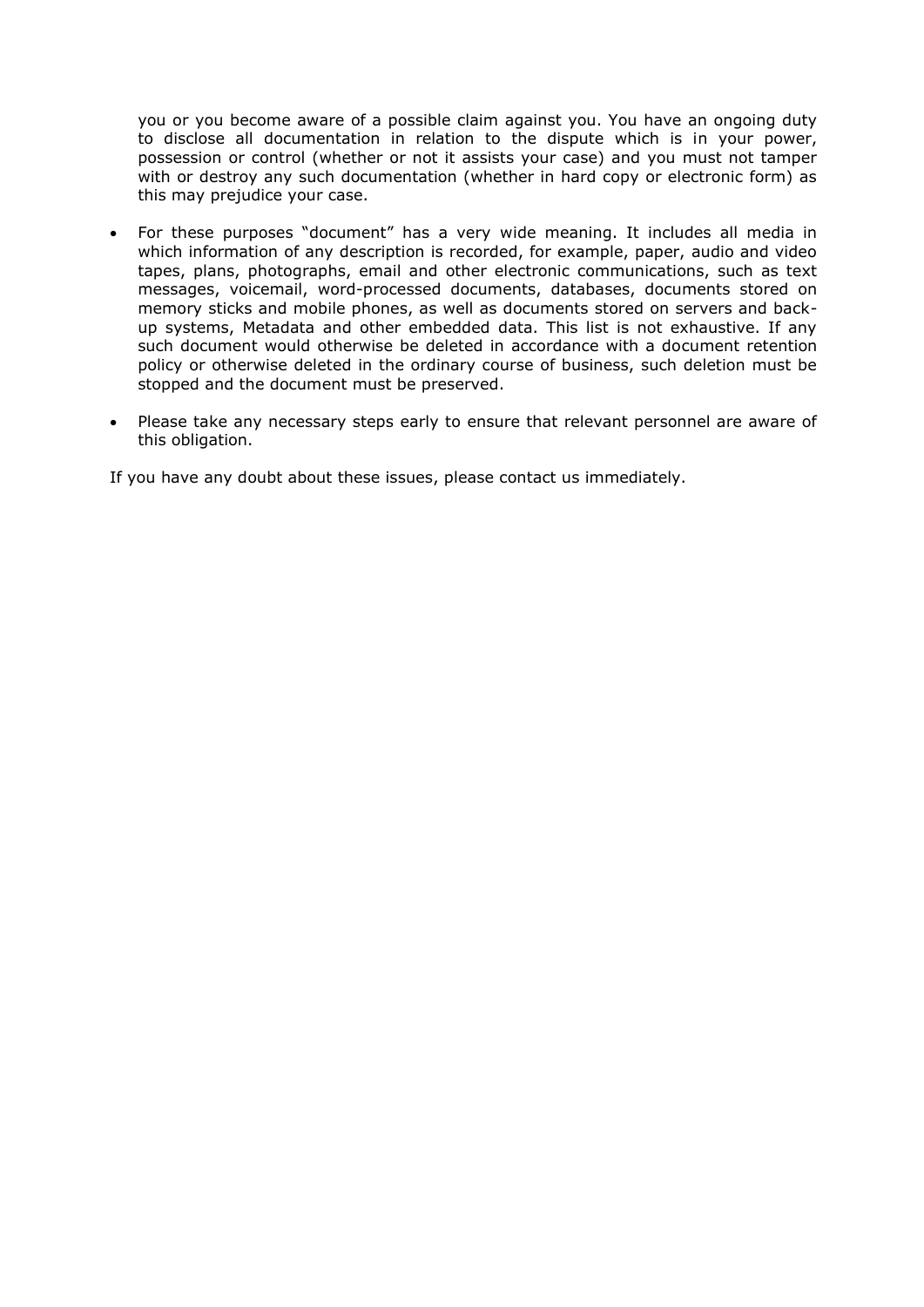you or you become aware of a possible claim against you. You have an ongoing duty to disclose all documentation in relation to the dispute which is in your power, possession or control (whether or not it assists your case) and you must not tamper with or destroy any such documentation (whether in hard copy or electronic form) as this may prejudice your case.

- For these purposes "document" has a very wide meaning. It includes all media in which information of any description is recorded, for example, paper, audio and video tapes, plans, photographs, email and other electronic communications, such as text messages, voicemail, word-processed documents, databases, documents stored on memory sticks and mobile phones, as well as documents stored on servers and back-up systems, Metadata and other embedded data. This list is not exhaustive. If any such document would otherwise be deleted in accordance with a document retention policy or otherwise deleted in the ordinary course of business, such deletion must be stopped and the document must be preserved.
- Please take any necessary steps early to ensure that relevant personnel are aware of this obligation.

If you have any doubt about these issues, please contact us immediately.